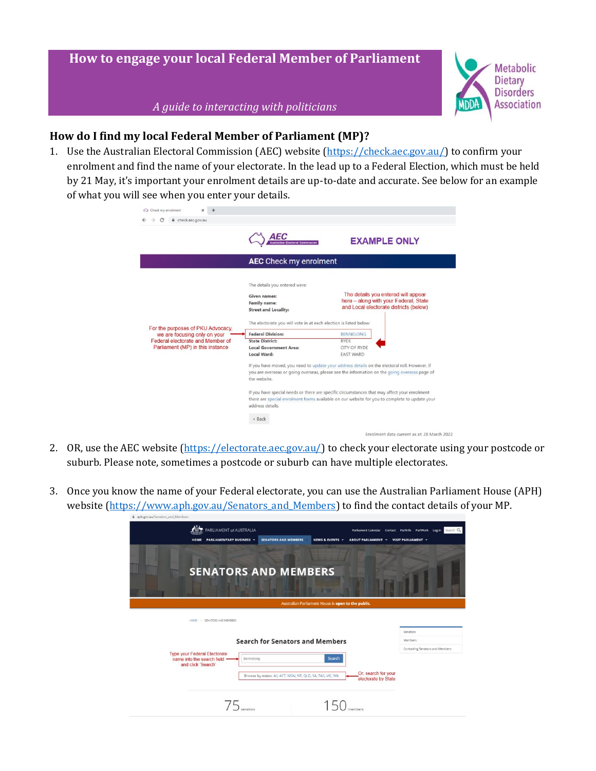# How to engage your local Federal Member of Parliament

*A guide to interacting with politicians*

## How do I find my local Federal Member of Parliament (MP)?

1. Use the Australian Electoral Commission (AEC) website (https://check.aec.gov.au/) to confirm your enrolment and find the name of your electorate. In the lead up to a Federal Election, which must be held by 21 May, it's important your enrolment details are up-to-date and accurate. See below for an example of what you will see when you enter your details.

2. OR, use the AEC website (https://electorate.aec.gov.au/) to check your electorate using your postcode or suburb. Please note, sometimes a postcode or suburb can have multiple electorates.

3. Once you know the name of your Federal electorate, you can use the Australian Parliament House (APH) website (https://www.aph.gov.au/Senators_and_Members) to find the contact details of your MP.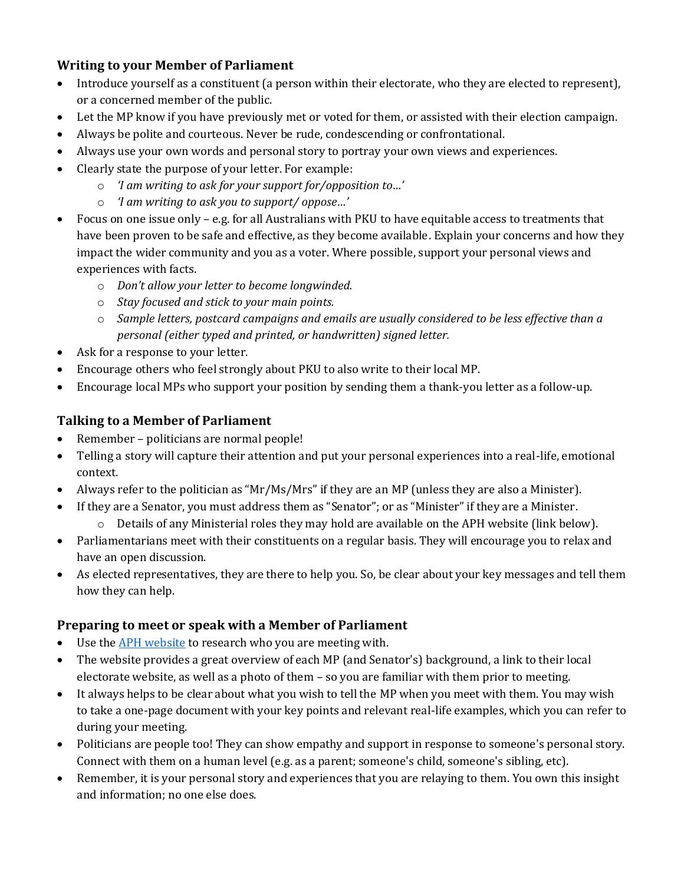## Writing to your Member of Parliament

- Introduce yourself as a constituent (a person within their electorate, who they are elected to represent), or a concerned member of the public.
- Let the MP know if you have previously met or voted for them, or assisted with their election campaign.
- Always be polite and courteous. Never be rude, condescending or confrontational.
- Always use your own words and personal story to portray your own views and experiences.
- Clearly state the purpose of your letter. For example:
    - *'I am writing to ask for your support for/opposition to…'*
    - *'I am writing to ask you to support/ oppose…'*
- Focus on one issue only – e.g. for all Australians with PKU to have equitable access to treatments that have been proven to be safe and effective, as they become available. Explain your concerns and how they impact the wider community and you as a voter. Where possible, support your personal views and experiences with facts.
    - *Don't allow your letter to become longwinded.*
    - *Stay focused and stick to your main points.*
    - *Sample letters, postcard campaigns and emails are usually considered to be less effective than a personal (either typed and printed, or handwritten) signed letter.*
- Ask for a response to your letter.
- Encourage others who feel strongly about PKU to also write to their local MP.
- Encourage local MPs who support your position by sending them a thank-you letter as a follow-up.

## Talking to a Member of Parliament

- Remember – politicians are normal people!
- Telling a story will capture their attention and put your personal experiences into a real-life, emotional context.
- Always refer to the politician as "Mr/Ms/Mrs" if they are an MP (unless they are also a Minister).
- If they are a Senator, you must address them as "Senator"; or as "Minister" if they are a Minister.
    - Details of any Ministerial roles they may hold are available on the APH website (link below).
- Parliamentarians meet with their constituents on a regular basis. They will encourage you to relax and have an open discussion.
- As elected representatives, they are there to help you. So, be clear about your key messages and tell them how they can help.

## Preparing to meet or speak with a Member of Parliament

- Use the [APH website] to research who you are meeting with.
- The website provides a great overview of each MP (and Senator's) background, a link to their local electorate website, as well as a photo of them – so you are familiar with them prior to meeting.
- It always helps to be clear about what you wish to tell the MP when you meet with them. You may wish to take a one-page document with your key points and relevant real-life examples, which you can refer to during your meeting.
- Politicians are people too! They can show empathy and support in response to someone's personal story. Connect with them on a human level (e.g. as a parent; someone's child, someone's sibling, etc).
- Remember, it is your personal story and experiences that you are relaying to them. You own this insight and information; no one else does.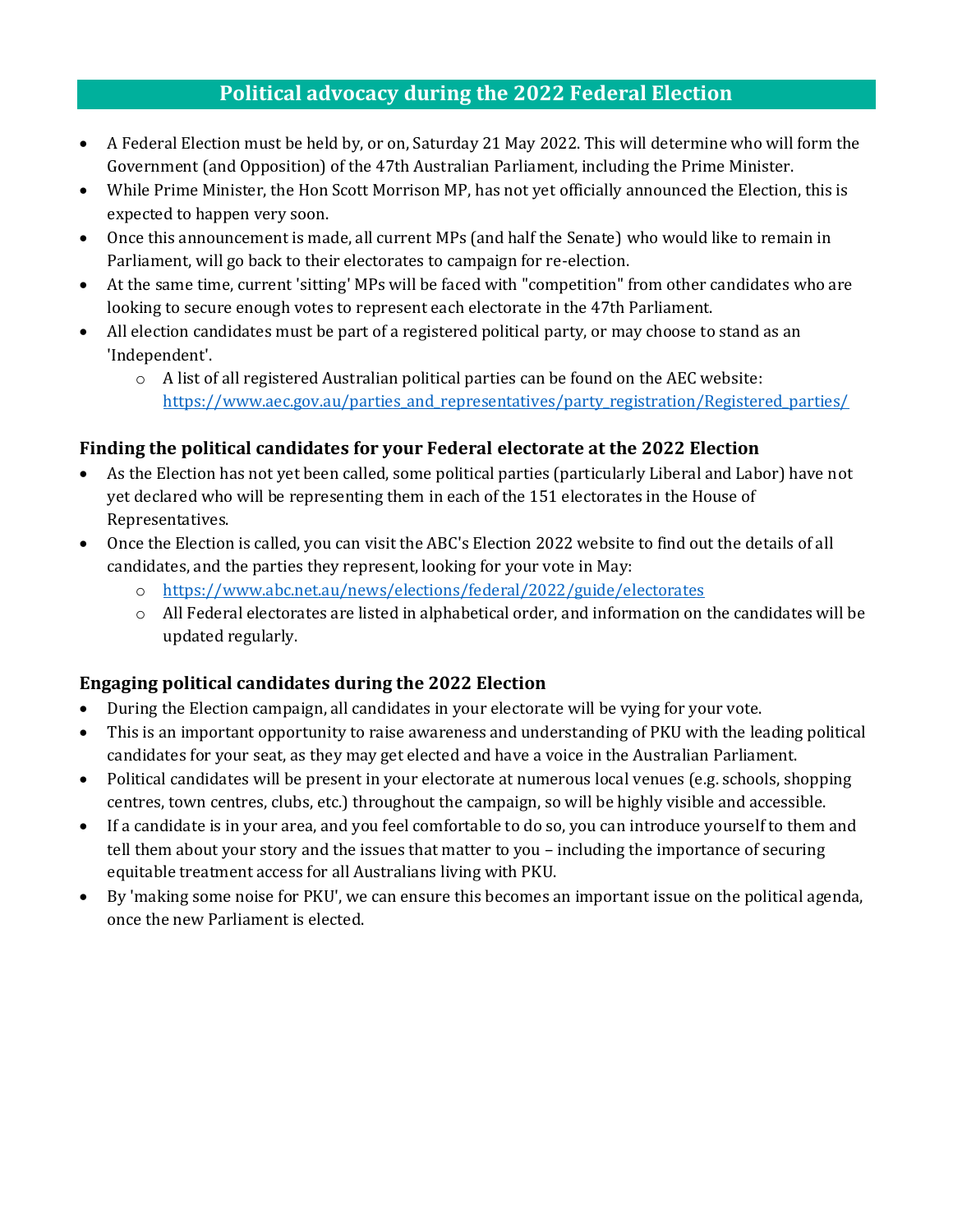## Political advocacy during the 2022 Federal Election

- A Federal Election must be held by, or on, Saturday 21 May 2022. This will determine who will form the Government (and Opposition) of the 47th Australian Parliament, including the Prime Minister.
- While Prime Minister, the Hon Scott Morrison MP, has not yet officially announced the Election, this is expected to happen very soon.
- Once this announcement is made, all current MPs (and half the Senate) who would like to remain in Parliament, will go back to their electorates to campaign for re-election.
- At the same time, current 'sitting' MPs will be faced with "competition" from other candidates who are looking to secure enough votes to represent each electorate in the 47th Parliament.
- All election candidates must be part of a registered political party, or may choose to stand as an 'Independent'.
  - A list of all registered Australian political parties can be found on the AEC website: [https://www.aec.gov.au/parties_and_representatives/party_registration/Registered_parties/](https://www.aec.gov.au/parties_and_representatives/party_registration/Registered_parties/)

### Finding the political candidates for your Federal electorate at the 2022 Election

- As the Election has not yet been called, some political parties (particularly Liberal and Labor) have not yet declared who will be representing them in each of the 151 electorates in the House of Representatives.
- Once the Election is called, you can visit the ABC's Election 2022 website to find out the details of all candidates, and the parties they represent, looking for your vote in May:
  - [https://www.abc.net.au/news/elections/federal/2022/guide/electorates](https://www.abc.net.au/news/elections/federal/2022/guide/electorates)
  - All Federal electorates are listed in alphabetical order, and information on the candidates will be updated regularly.

### Engaging political candidates during the 2022 Election

- During the Election campaign, all candidates in your electorate will be vying for your vote.
- This is an important opportunity to raise awareness and understanding of PKU with the leading political candidates for your seat, as they may get elected and have a voice in the Australian Parliament.
- Political candidates will be present in your electorate at numerous local venues (e.g. schools, shopping centres, town centres, clubs, etc.) throughout the campaign, so will be highly visible and accessible.
- If a candidate is in your area, and you feel comfortable to do so, you can introduce yourself to them and tell them about your story and the issues that matter to you – including the importance of securing equitable treatment access for all Australians living with PKU.
- By 'making some noise for PKU', we can ensure this becomes an important issue on the political agenda, once the new Parliament is elected.